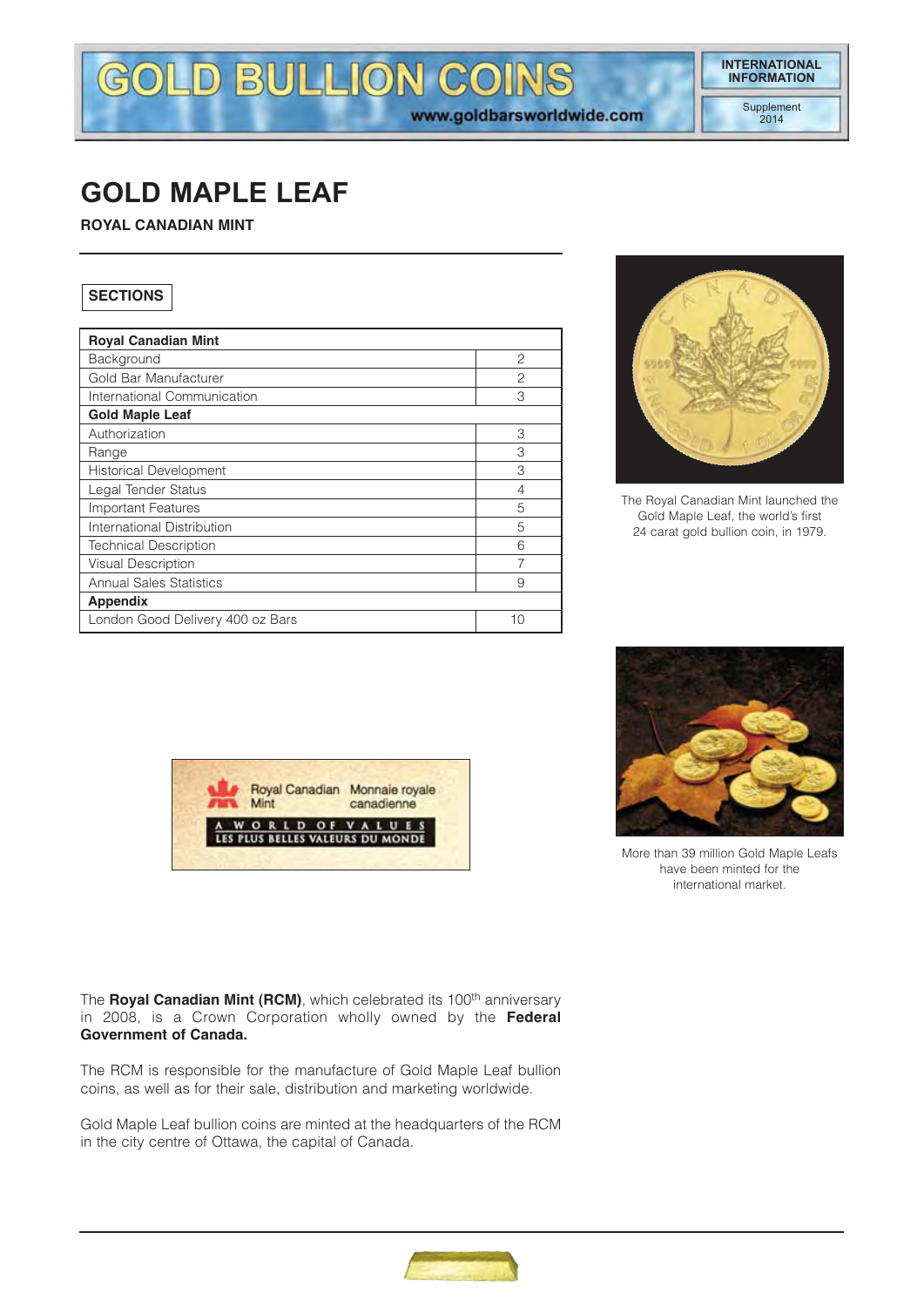# GOLD MAPLE LEAF

**ROYAL CANADIAN MINT**

**SECTIONS**

| **Royal Canadian Mint** | |
|---|---|
| Background | 2 |
| Gold Bar Manufacturer | 2 |
| International Communication | 3 |
| **Gold Maple Leaf** | |
| Authorization | 3 |
| Range | 3 |
| Historical Development | 3 |
| Legal Tender Status | 4 |
| Important Features | 5 |
| International Distribution | 5 |
| Technical Description | 6 |
| Visual Description | 7 |
| Annual Sales Statistics | 9 |
| **Appendix** | |
| London Good Delivery 400 oz Bars | 10 |

The Royal Canadian Mint launched the Gold Maple Leaf, the world's first 24 carat gold bullion coin, in 1979.

More than 39 million Gold Maple Leafs have been minted for the international market.

The **Royal Canadian Mint (RCM)**, which celebrated its 100th anniversary in 2008, is a Crown Corporation wholly owned by the **Federal Government of Canada.**

The RCM is responsible for the manufacture of Gold Maple Leaf bullion coins, as well as for their sale, distribution and marketing worldwide.

Gold Maple Leaf bullion coins are minted at the headquarters of the RCM in the city centre of Ottawa, the capital of Canada.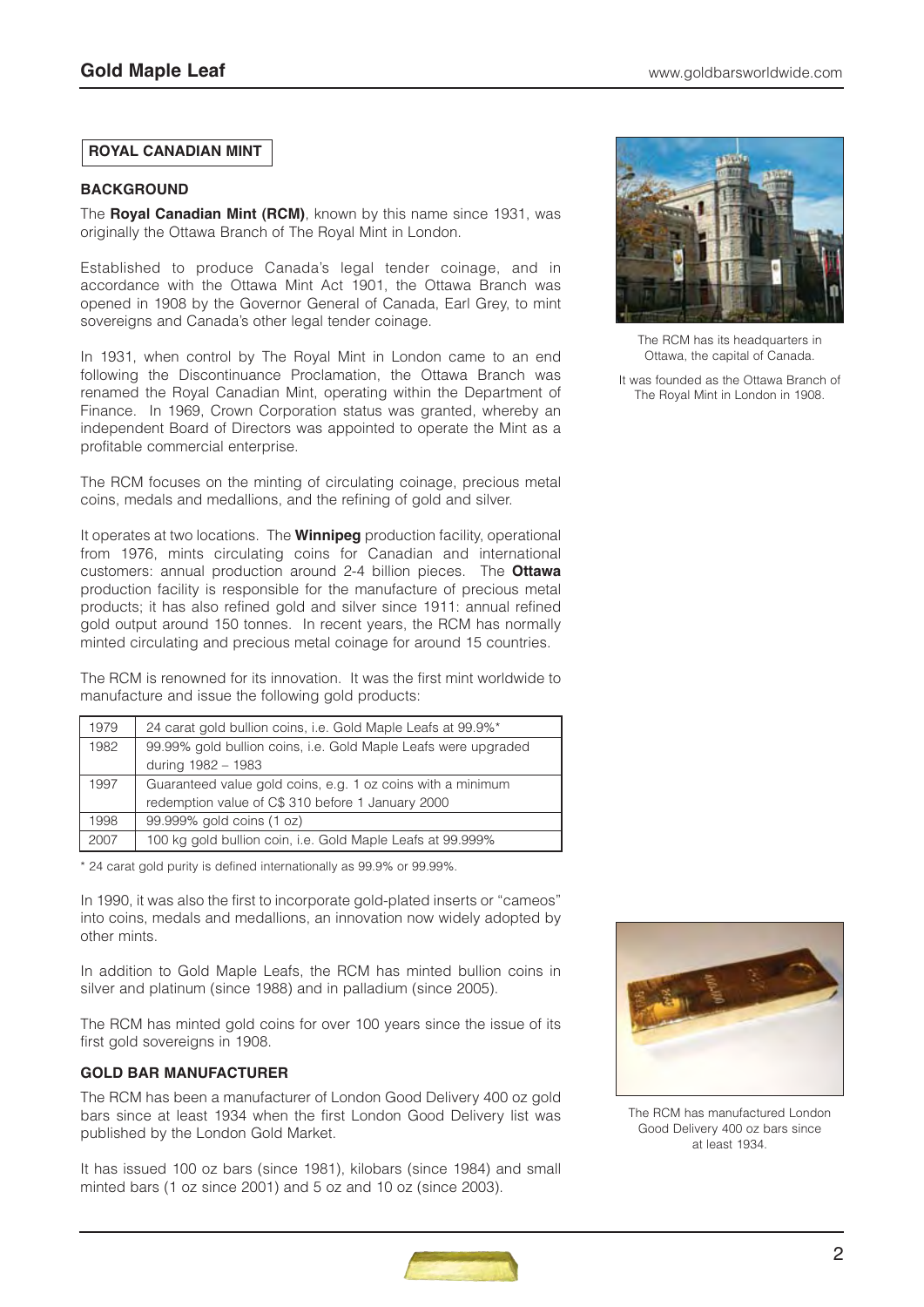## ROYAL CANADIAN MINT

### BACKGROUND

The **Royal Canadian Mint (RCM)**, known by this name since 1931, was originally the Ottawa Branch of The Royal Mint in London.

Established to produce Canada's legal tender coinage, and in accordance with the Ottawa Mint Act 1901, the Ottawa Branch was opened in 1908 by the Governor General of Canada, Earl Grey, to mint sovereigns and Canada's other legal tender coinage.

In 1931, when control by The Royal Mint in London came to an end following the Discontinuance Proclamation, the Ottawa Branch was renamed the Royal Canadian Mint, operating within the Department of Finance. In 1969, Crown Corporation status was granted, whereby an independent Board of Directors was appointed to operate the Mint as a profitable commercial enterprise.

The RCM focuses on the minting of circulating coinage, precious metal coins, medals and medallions, and the refining of gold and silver.

It operates at two locations. The **Winnipeg** production facility, operational from 1976, mints circulating coins for Canadian and international customers: annual production around 2-4 billion pieces. The **Ottawa** production facility is responsible for the manufacture of precious metal products; it has also refined gold and silver since 1911: annual refined gold output around 150 tonnes. In recent years, the RCM has normally minted circulating and precious metal coinage for around 15 countries.

The RCM is renowned for its innovation. It was the first mint worldwide to manufacture and issue the following gold products:

| Year | Product |
|---|---|
| 1979 | 24 carat gold bullion coins, i.e. Gold Maple Leafs at 99.9%* |
| 1982 | 99.99% gold bullion coins, i.e. Gold Maple Leafs were upgraded during 1982 – 1983 |
| 1997 | Guaranteed value gold coins, e.g. 1 oz coins with a minimum redemption value of C$ 310 before 1 January 2000 |
| 1998 | 99.999% gold coins (1 oz) |
| 2007 | 100 kg gold bullion coin, i.e. Gold Maple Leafs at 99.999% |

\* 24 carat gold purity is defined internationally as 99.9% or 99.99%.

In 1990, it was also the first to incorporate gold-plated inserts or "cameos" into coins, medals and medallions, an innovation now widely adopted by other mints.

In addition to Gold Maple Leafs, the RCM has minted bullion coins in silver and platinum (since 1988) and in palladium (since 2005).

The RCM has minted gold coins for over 100 years since the issue of its first gold sovereigns in 1908.

### GOLD BAR MANUFACTURER

The RCM has been a manufacturer of London Good Delivery 400 oz gold bars since at least 1934 when the first London Good Delivery list was published by the London Gold Market.

It has issued 100 oz bars (since 1981), kilobars (since 1984) and small minted bars (1 oz since 2001) and 5 oz and 10 oz (since 2003).

The RCM has its headquarters in Ottawa, the capital of Canada.

It was founded as the Ottawa Branch of The Royal Mint in London in 1908.

The RCM has manufactured London Good Delivery 400 oz bars since at least 1934.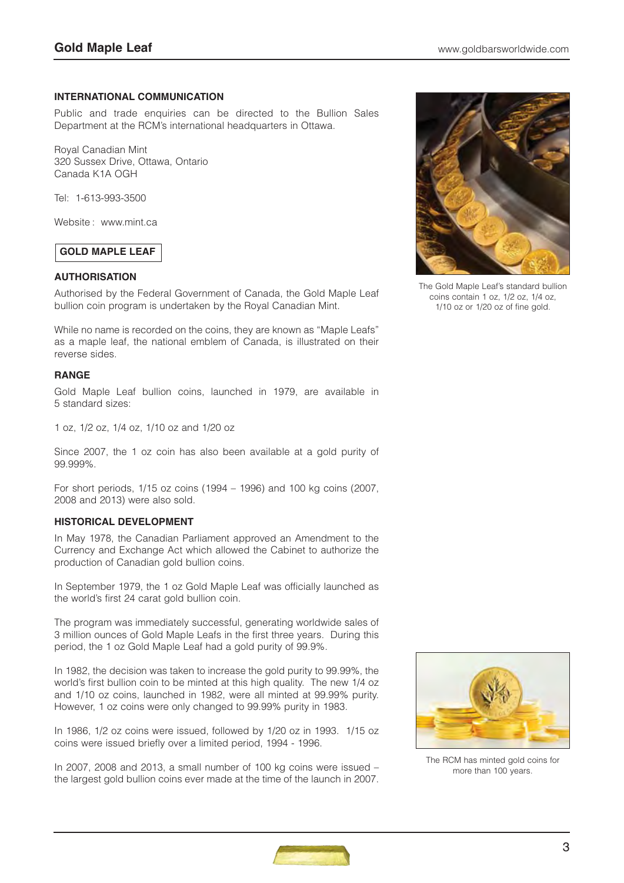## INTERNATIONAL COMMUNICATION

Public and trade enquiries can be directed to the Bullion Sales Department at the RCM's international headquarters in Ottawa.

Royal Canadian Mint
320 Sussex Drive, Ottawa, Ontario
Canada K1A OGH

Tel: 1-613-993-3500

Website : www.mint.ca

# GOLD MAPLE LEAF

## AUTHORISATION

Authorised by the Federal Government of Canada, the Gold Maple Leaf bullion coin program is undertaken by the Royal Canadian Mint.

While no name is recorded on the coins, they are known as "Maple Leafs" as a maple leaf, the national emblem of Canada, is illustrated on their reverse sides.

## RANGE

Gold Maple Leaf bullion coins, launched in 1979, are available in 5 standard sizes:

1 oz, 1/2 oz, 1/4 oz, 1/10 oz and 1/20 oz

Since 2007, the 1 oz coin has also been available at a gold purity of 99.999%.

For short periods, 1/15 oz coins (1994 – 1996) and 100 kg coins (2007, 2008 and 2013) were also sold.

## HISTORICAL DEVELOPMENT

In May 1978, the Canadian Parliament approved an Amendment to the Currency and Exchange Act which allowed the Cabinet to authorize the production of Canadian gold bullion coins.

In September 1979, the 1 oz Gold Maple Leaf was officially launched as the world's first 24 carat gold bullion coin.

The program was immediately successful, generating worldwide sales of 3 million ounces of Gold Maple Leafs in the first three years. During this period, the 1 oz Gold Maple Leaf had a gold purity of 99.9%.

In 1982, the decision was taken to increase the gold purity to 99.99%, the world's first bullion coin to be minted at this high quality. The new 1/4 oz and 1/10 oz coins, launched in 1982, were all minted at 99.99% purity. However, 1 oz coins were only changed to 99.99% purity in 1983.

In 1986, 1/2 oz coins were issued, followed by 1/20 oz in 1993. 1/15 oz coins were issued briefly over a limited period, 1994 - 1996.

In 2007, 2008 and 2013, a small number of 100 kg coins were issued – the largest gold bullion coins ever made at the time of the launch in 2007.

The Gold Maple Leaf's standard bullion coins contain 1 oz, 1/2 oz, 1/4 oz, 1/10 oz or 1/20 oz of fine gold.

The RCM has minted gold coins for more than 100 years.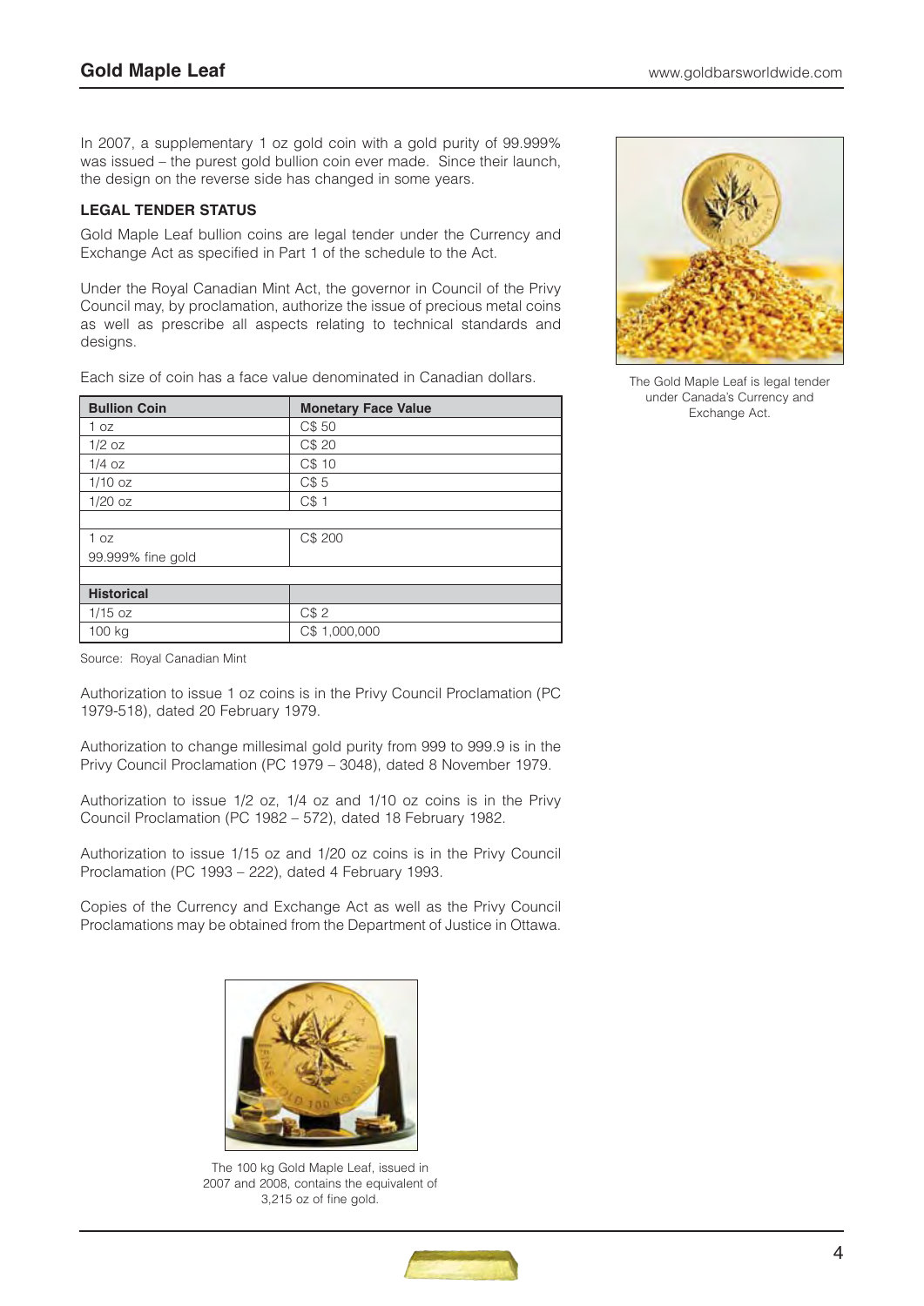In 2007, a supplementary 1 oz gold coin with a gold purity of 99.999% was issued – the purest gold bullion coin ever made. Since their launch, the design on the reverse side has changed in some years.

### LEGAL TENDER STATUS

Gold Maple Leaf bullion coins are legal tender under the Currency and Exchange Act as specified in Part 1 of the schedule to the Act.

Under the Royal Canadian Mint Act, the governor in Council of the Privy Council may, by proclamation, authorize the issue of precious metal coins as well as prescribe all aspects relating to technical standards and designs.

Each size of coin has a face value denominated in Canadian dollars.

| Bullion Coin | Monetary Face Value |
|---|---|
| 1 oz | C$ 50 |
| 1/2 oz | C$ 20 |
| 1/4 oz | C$ 10 |
| 1/10 oz | C$ 5 |
| 1/20 oz | C$ 1 |
| | |
| 1 oz 99.999% fine gold | C$ 200 |
| | |
| **Historical** | |
| 1/15 oz | C$ 2 |
| 100 kg | C$ 1,000,000 |

Source: Royal Canadian Mint

Authorization to issue 1 oz coins is in the Privy Council Proclamation (PC 1979-518), dated 20 February 1979.

Authorization to change millesimal gold purity from 999 to 999.9 is in the Privy Council Proclamation (PC 1979 – 3048), dated 8 November 1979.

Authorization to issue 1/2 oz, 1/4 oz and 1/10 oz coins is in the Privy Council Proclamation (PC 1982 – 572), dated 18 February 1982.

Authorization to issue 1/15 oz and 1/20 oz coins is in the Privy Council Proclamation (PC 1993 – 222), dated 4 February 1993.

Copies of the Currency and Exchange Act as well as the Privy Council Proclamations may be obtained from the Department of Justice in Ottawa.

The Gold Maple Leaf is legal tender under Canada's Currency and Exchange Act.

The 100 kg Gold Maple Leaf, issued in 2007 and 2008, contains the equivalent of 3,215 oz of fine gold.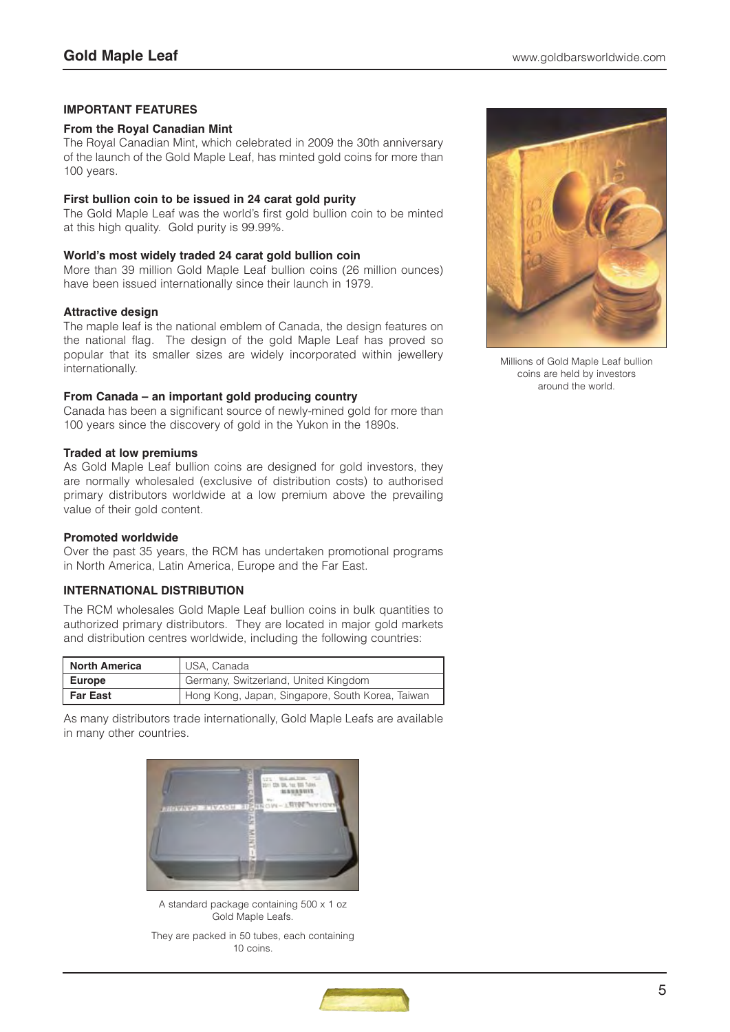## IMPORTANT FEATURES

**From the Royal Canadian Mint**

The Royal Canadian Mint, which celebrated in 2009 the 30th anniversary of the launch of the Gold Maple Leaf, has minted gold coins for more than 100 years.

**First bullion coin to be issued in 24 carat gold purity**

The Gold Maple Leaf was the world's first gold bullion coin to be minted at this high quality. Gold purity is 99.99%.

**World's most widely traded 24 carat gold bullion coin**

More than 39 million Gold Maple Leaf bullion coins (26 million ounces) have been issued internationally since their launch in 1979.

**Attractive design**

The maple leaf is the national emblem of Canada, the design features on the national flag. The design of the gold Maple Leaf has proved so popular that its smaller sizes are widely incorporated within jewellery internationally.

**From Canada – an important gold producing country**

Canada has been a significant source of newly-mined gold for more than 100 years since the discovery of gold in the Yukon in the 1890s.

**Traded at low premiums**

As Gold Maple Leaf bullion coins are designed for gold investors, they are normally wholesaled (exclusive of distribution costs) to authorised primary distributors worldwide at a low premium above the prevailing value of their gold content.

**Promoted worldwide**

Over the past 35 years, the RCM has undertaken promotional programs in North America, Latin America, Europe and the Far East.

Millions of Gold Maple Leaf bullion coins are held by investors around the world.

## INTERNATIONAL DISTRIBUTION

The RCM wholesales Gold Maple Leaf bullion coins in bulk quantities to authorized primary distributors. They are located in major gold markets and distribution centres worldwide, including the following countries:

| Region | Countries |
|---|---|
| **North America** | USA, Canada |
| **Europe** | Germany, Switzerland, United Kingdom |
| **Far East** | Hong Kong, Japan, Singapore, South Korea, Taiwan |

As many distributors trade internationally, Gold Maple Leafs are available in many other countries.

A standard package containing 500 x 1 oz Gold Maple Leafs.

They are packed in 50 tubes, each containing 10 coins.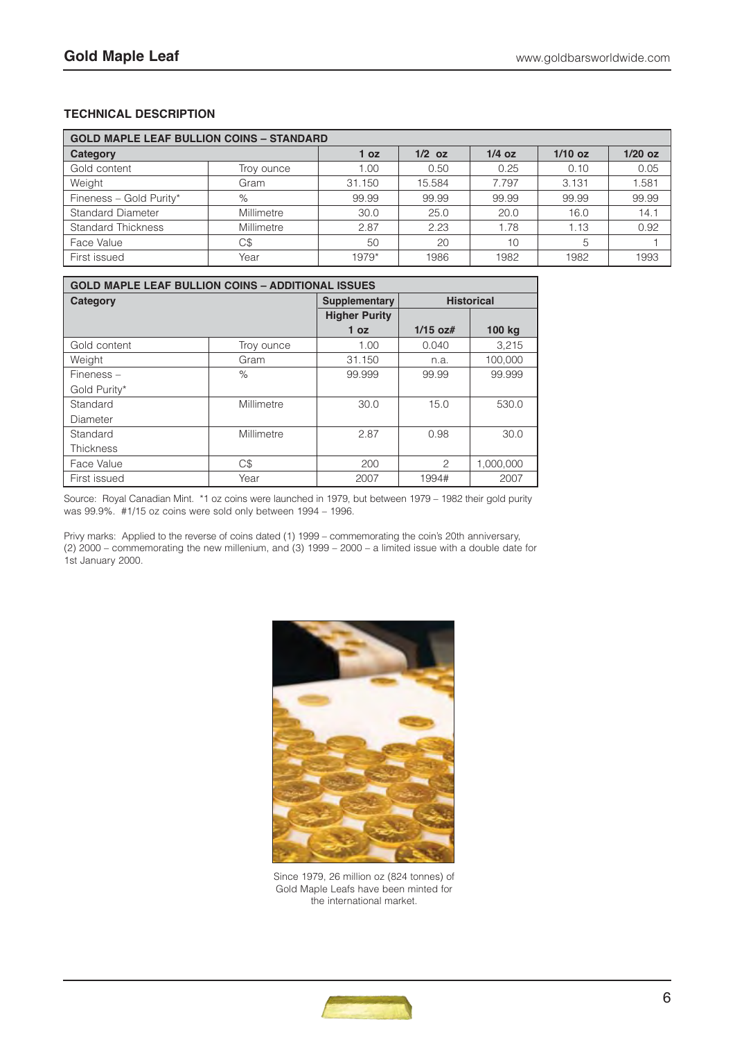## TECHNICAL DESCRIPTION

| GOLD MAPLE LEAF BULLION COINS – STANDARD | | | | | | |
|---|---|---|---|---|---|---|
| **Category** | | **1 oz** | **1/2 oz** | **1/4 oz** | **1/10 oz** | **1/20 oz** |
| Gold content | Troy ounce | 1.00 | 0.50 | 0.25 | 0.10 | 0.05 |
| Weight | Gram | 31.150 | 15.584 | 7.797 | 3.131 | 1.581 |
| Fineness – Gold Purity* | % | 99.99 | 99.99 | 99.99 | 99.99 | 99.99 |
| Standard Diameter | Millimetre | 30.0 | 25.0 | 20.0 | 16.0 | 14.1 |
| Standard Thickness | Millimetre | 2.87 | 2.23 | 1.78 | 1.13 | 0.92 |
| Face Value | C$ | 50 | 20 | 10 | 5 | 1 |
| First issued | Year | 1979* | 1986 | 1982 | 1982 | 1993 |

| GOLD MAPLE LEAF BULLION COINS – ADDITIONAL ISSUES | | | | |
|---|---|---|---|---|
| **Category** | | **Supplementary** | **Historical** | |
| | | **Higher Purity 1 oz** | **1/15 oz#** | **100 kg** |
| Gold content | Troy ounce | 1.00 | 0.040 | 3,215 |
| Weight | Gram | 31.150 | n.a. | 100,000 |
| Fineness – Gold Purity* | % | 99.999 | 99.99 | 99.999 |
| Standard Diameter | Millimetre | 30.0 | 15.0 | 530.0 |
| Standard Thickness | Millimetre | 2.87 | 0.98 | 30.0 |
| Face Value | C$ | 200 | 2 | 1,000,000 |
| First issued | Year | 2007 | 1994# | 2007 |

Source: Royal Canadian Mint. *1 oz coins were launched in 1979, but between 1979 – 1982 their gold purity was 99.9%. #1/15 oz coins were sold only between 1994 – 1996.

Privy marks: Applied to the reverse of coins dated (1) 1999 – commemorating the coin's 20th anniversary, (2) 2000 – commemorating the new millenium, and (3) 1999 – 2000 – a limited issue with a double date for 1st January 2000.

Since 1979, 26 million oz (824 tonnes) of Gold Maple Leafs have been minted for the international market.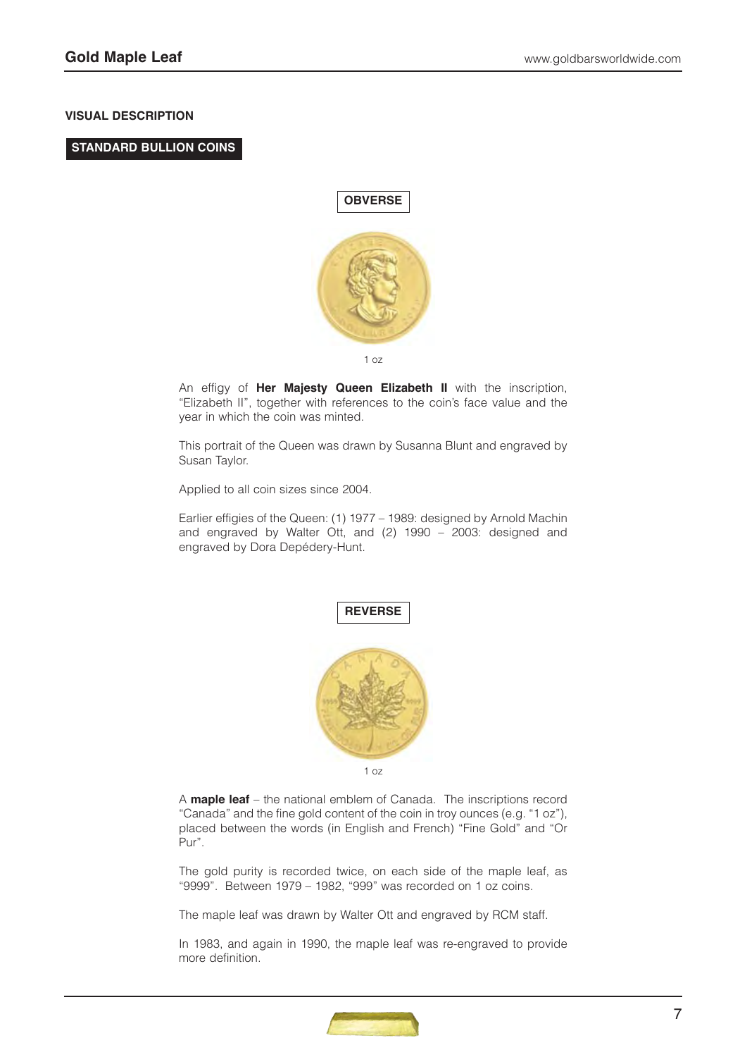## VISUAL DESCRIPTION

### STANDARD BULLION COINS

#### OBVERSE

1 oz

An effigy of **Her Majesty Queen Elizabeth II** with the inscription, "Elizabeth II", together with references to the coin's face value and the year in which the coin was minted.

This portrait of the Queen was drawn by Susanna Blunt and engraved by Susan Taylor.

Applied to all coin sizes since 2004.

Earlier effigies of the Queen: (1) 1977 – 1989: designed by Arnold Machin and engraved by Walter Ott, and (2) 1990 – 2003: designed and engraved by Dora Depédery-Hunt.

#### REVERSE

1 oz

A **maple leaf** – the national emblem of Canada. The inscriptions record "Canada" and the fine gold content of the coin in troy ounces (e.g. "1 oz"), placed between the words (in English and French) "Fine Gold" and "Or Pur".

The gold purity is recorded twice, on each side of the maple leaf, as "9999". Between 1979 – 1982, "999" was recorded on 1 oz coins.

The maple leaf was drawn by Walter Ott and engraved by RCM staff.

In 1983, and again in 1990, the maple leaf was re-engraved to provide more definition.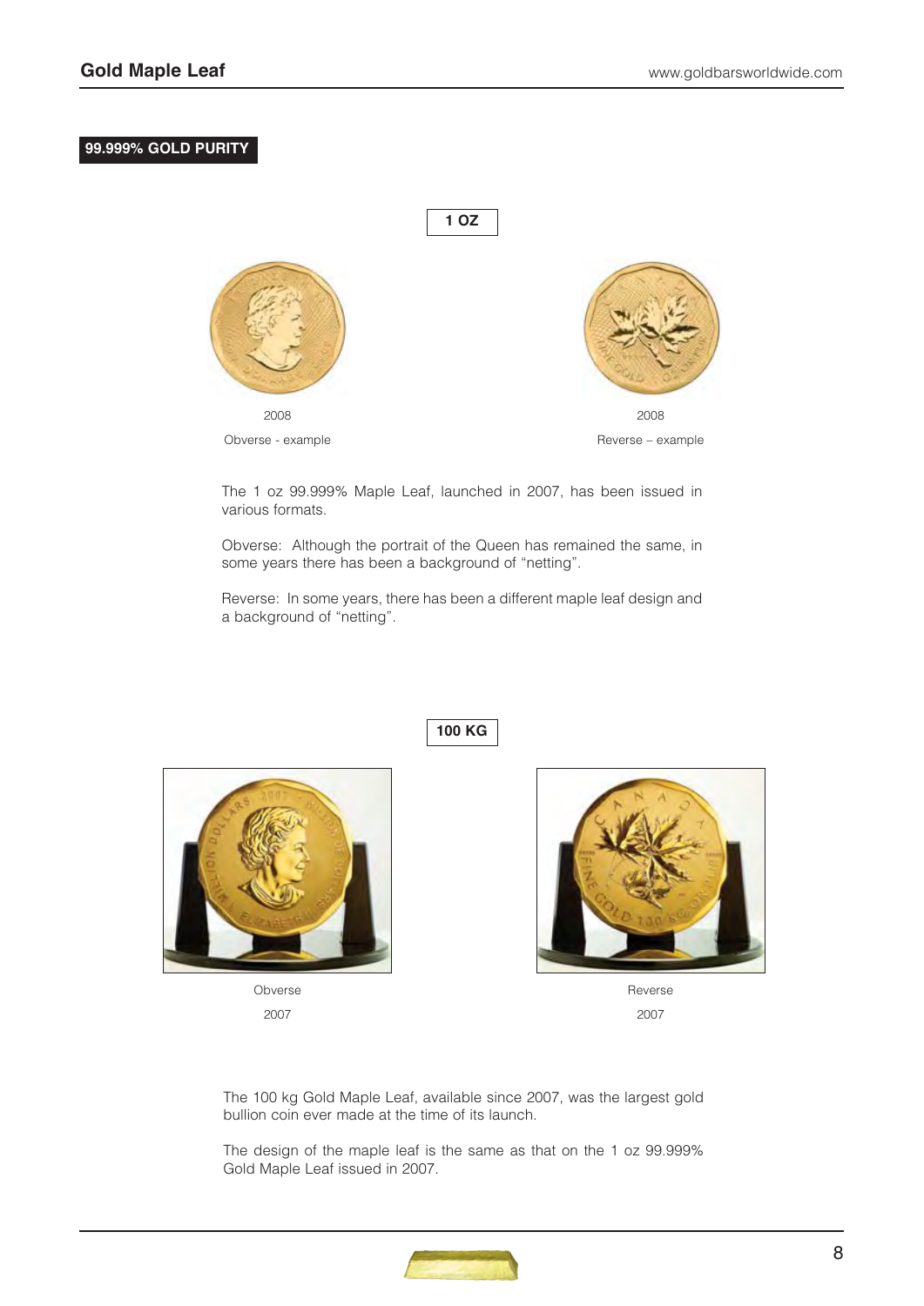**99.999% GOLD PURITY**

**1 OZ**

2008

Obverse - example

2008

Reverse – example

The 1 oz 99.999% Maple Leaf, launched in 2007, has been issued in various formats.

Obverse: Although the portrait of the Queen has remained the same, in some years there has been a background of "netting".

Reverse: In some years, there has been a different maple leaf design and a background of "netting".

**100 KG**

Obverse

2007

Reverse

2007

The 100 kg Gold Maple Leaf, available since 2007, was the largest gold bullion coin ever made at the time of its launch.

The design of the maple leaf is the same as that on the 1 oz 99.999% Gold Maple Leaf issued in 2007.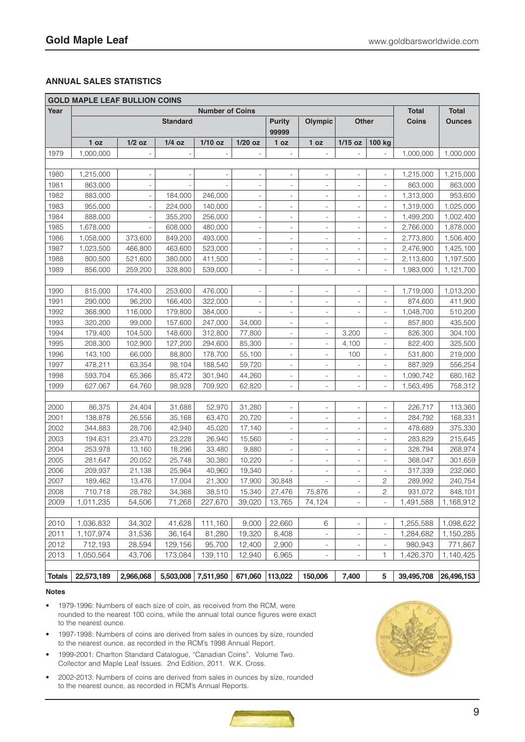## Gold Maple Leaf

### ANNUAL SALES STATISTICS

| GOLD MAPLE LEAF BULLION COINS | | | | | | | | | | | |
|---|---|---|---|---|---|---|---|---|---|---|---|
| Year | Number of Coins | | | | | | | | | Total | Total |
| | Standard | | | | | Purity 99999 | Olympic | Other | | Coins | Ounces |
| | 1 oz | 1/2 oz | 1/4 oz | 1/10 oz | 1/20 oz | 1 oz | 1 oz | 1/15 oz | 100 kg | | |
| 1979 | 1,000,000 | - | - | - | - | - | - | - | - | 1,000,000 | 1,000,000 |
| 1980 | 1,215,000 | - | - | - | - | - | - | - | - | 1,215,000 | 1,215,000 |
| 1981 | 863,000 | - | - | - | - | - | - | - | - | 863,000 | 863,000 |
| 1982 | 883,000 | - | 184,000 | 246,000 | - | - | - | - | - | 1,313,000 | 953,600 |
| 1983 | 955,000 | - | 224,000 | 140,000 | - | - | - | - | - | 1,319,000 | 1,025,000 |
| 1984 | 888,000 | - | 355,200 | 256,000 | - | - | - | - | - | 1,499,200 | 1,002,400 |
| 1985 | 1,678,000 | - | 608,000 | 480,000 | - | - | - | - | - | 2,766,000 | 1,878,000 |
| 1986 | 1,058,000 | 373,600 | 849,200 | 493,000 | - | - | - | - | - | 2,773,800 | 1,506,400 |
| 1987 | 1,023,500 | 466,800 | 463,600 | 523,000 | - | - | - | - | - | 2,476,900 | 1,425,100 |
| 1988 | 800,500 | 521,600 | 380,000 | 411,500 | - | - | - | - | - | 2,113,600 | 1,197,500 |
| 1989 | 856,000 | 259,200 | 328,800 | 539,000 | - | - | - | - | - | 1,983,000 | 1,121,700 |
| 1990 | 815,000 | 174,400 | 253,600 | 476,000 | - | - | - | - | - | 1,719,000 | 1,013,200 |
| 1991 | 290,000 | 96,200 | 166,400 | 322,000 | - | - | - | - | - | 874,600 | 411,900 |
| 1992 | 368,900 | 116,000 | 179,800 | 384,000 | - | - | - | - | - | 1,048,700 | 510,200 |
| 1993 | 320,200 | 99,000 | 157,600 | 247,000 | 34,000 | - | - | | - | 857,800 | 435,500 |
| 1994 | 179,400 | 104,500 | 148,600 | 312,800 | 77,800 | - | - | 3,200 | - | 826,300 | 304,100 |
| 1995 | 208,300 | 102,900 | 127,200 | 294,600 | 85,300 | - | - | 4,100 | - | 822,400 | 325,500 |
| 1996 | 143,100 | 66,000 | 88,800 | 178,700 | 55,100 | - | - | 100 | - | 531,800 | 219,000 |
| 1997 | 478,211 | 63,354 | 98,104 | 188,540 | 59,720 | - | - | - | - | 887,929 | 556,254 |
| 1998 | 593,704 | 65,366 | 85,472 | 301,940 | 44,260 | - | - | - | - | 1,090,742 | 680,162 |
| 1999 | 627,067 | 64,760 | 98,928 | 709,920 | 62,820 | - | - | - | - | 1,563,495 | 758,312 |
| 2000 | 86,375 | 24,404 | 31,688 | 52,970 | 31,280 | - | - | - | - | 226,717 | 113,360 |
| 2001 | 138,878 | 26,556 | 35,168 | 63,470 | 20,720 | - | - | - | - | 284,792 | 168,331 |
| 2002 | 344,883 | 28,706 | 42,940 | 45,020 | 17,140 | - | - | - | - | 478,689 | 375,330 |
| 2003 | 194,631 | 23,470 | 23,228 | 26,940 | 15,560 | - | - | - | - | 283,829 | 215,645 |
| 2004 | 253,978 | 13,160 | 18,296 | 33,480 | 9,880 | - | - | - | - | 328,794 | 268,974 |
| 2005 | 281,647 | 20,052 | 25,748 | 30,380 | 10,220 | - | - | - | - | 368,047 | 301,659 |
| 2006 | 209,937 | 21,138 | 25,964 | 40,960 | 19,340 | - | - | - | - | 317,339 | 232,060 |
| 2007 | 189,462 | 13,476 | 17,004 | 21,300 | 17,900 | 30,848 | - | - | 2 | 289,992 | 240,754 |
| 2008 | 710,718 | 28,782 | 34,368 | 38,510 | 15,340 | 27,476 | 75,876 | - | 2 | 931,072 | 848,101 |
| 2009 | 1,011,235 | 54,506 | 71,268 | 227,670 | 39,020 | 13,765 | 74,124 | - | - | 1,491,588 | 1,168,912 |
| 2010 | 1,036,832 | 34,302 | 41,628 | 111,160 | 9,000 | 22,660 | 6 | - | - | 1,255,588 | 1,098,622 |
| 2011 | 1,107,974 | 31,536 | 36,164 | 81,280 | 19,320 | 8,408 | - | - | - | 1,284,682 | 1,150,285 |
| 2012 | 712,193 | 28,594 | 129,156 | 95,700 | 12,400 | 2,900 | - | - | - | 980,943 | 771,867 |
| 2013 | 1,050,564 | 43,706 | 173,084 | 139,110 | 12,940 | 6,965 | - | - | 1 | 1,426,370 | 1,140,425 |
| **Totals** | **22,573,189** | **2,966,068** | **5,503,008** | **7,511,950** | **671,060** | **113,022** | **150,006** | **7,400** | **5** | **39,495,708** | **26,496,153** |

**Notes**

- 1979-1996: Numbers of each size of coin, as received from the RCM, were rounded to the nearest 100 coins, while the annual total ounce figures were exact to the nearest ounce.
- 1997-1998: Numbers of coins are derived from sales in ounces by size, rounded to the nearest ounce, as recorded in the RCM's 1998 Annual Report.
- 1999-2001: Charlton Standard Catalogue, "Canadian Coins". Volume Two. Collector and Maple Leaf Issues. 2nd Edition, 2011. W.K. Cross.
- 2002-2013: Numbers of coins are derived from sales in ounces by size, rounded to the nearest ounce, as recorded in RCM's Annual Reports.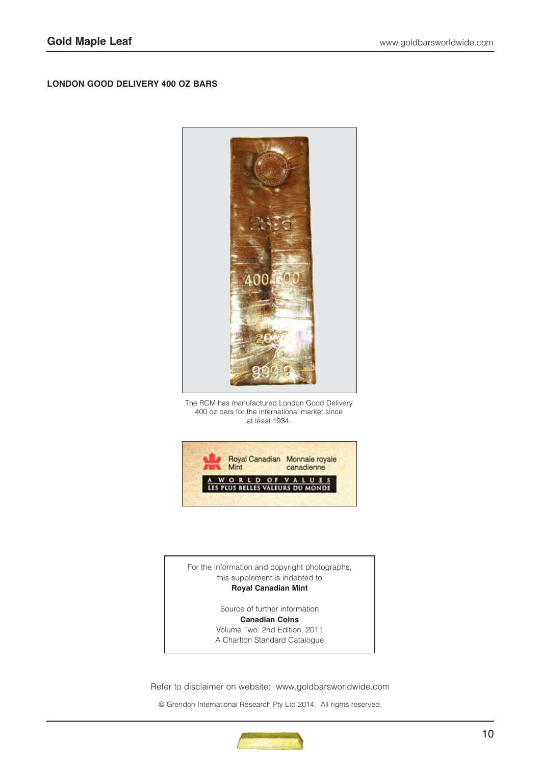## LONDON GOOD DELIVERY 400 OZ BARS

The RCM has manufactured London Good Delivery 400 oz bars for the international market since at least 1934.

For the information and copyright photographs, this supplement is indebted to
**Royal Canadian Mint**

Source of further information
**Canadian Coins**
Volume Two. 2nd Edition, 2011
A Charlton Standard Catalogue

Refer to disclaimer on website: www.goldbarsworldwide.com

© Grendon International Research Pty Ltd 2014. All rights reserved.